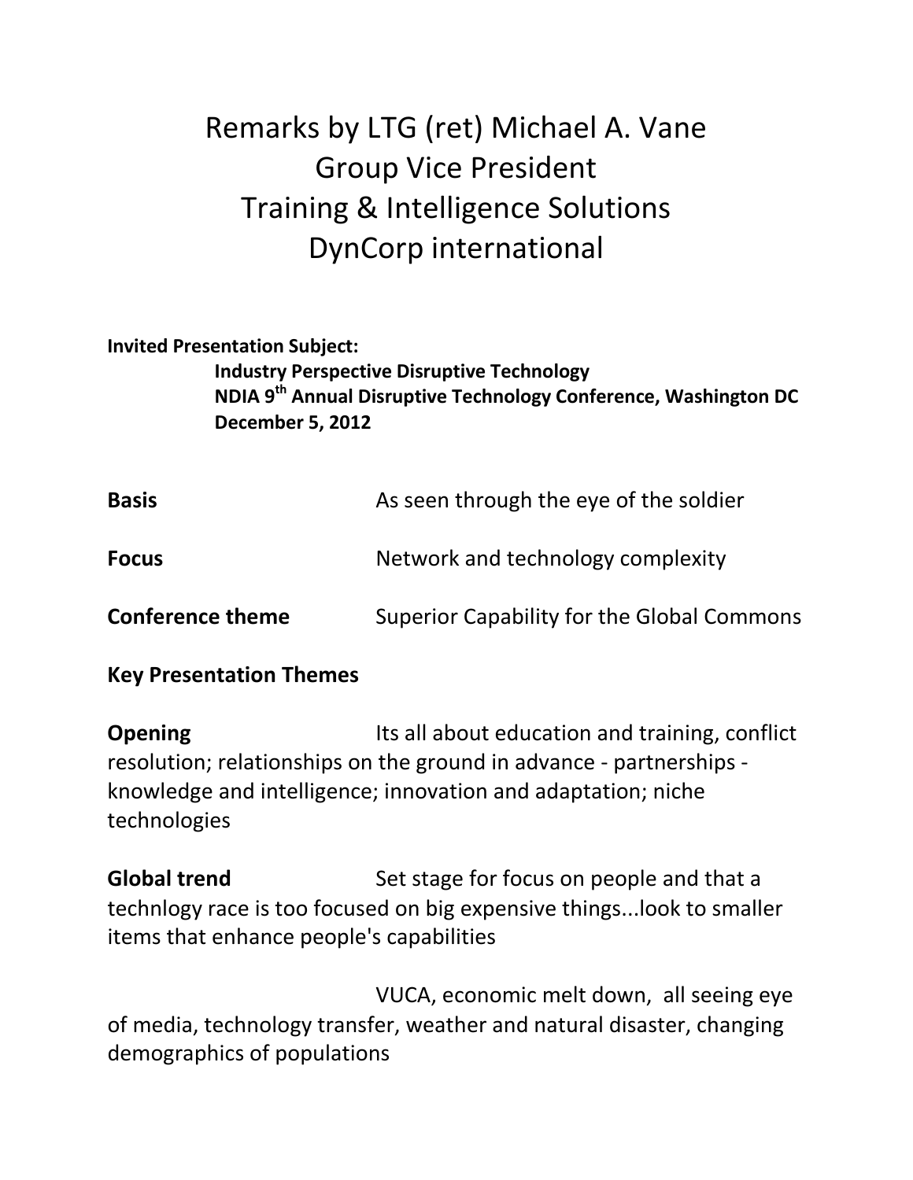# Remarks by LTG (ret) Michael A. Vane
# Group Vice President
# Training & Intelligence Solutions
# DynCorp international

**Invited Presentation Subject:**

**Industry Perspective Disruptive Technology**
**NDIA 9th Annual Disruptive Technology Conference, Washington DC**
**December 5, 2012**

**Basis** As seen through the eye of the soldier

**Focus** Network and technology complexity

**Conference theme** Superior Capability for the Global Commons

**Key Presentation Themes**

**Opening** Its all about education and training, conflict resolution; relationships on the ground in advance - partnerships - knowledge and intelligence; innovation and adaptation; niche technologies

**Global trend** Set stage for focus on people and that a technlogy race is too focused on big expensive things...look to smaller items that enhance people's capabilities

VUCA, economic melt down, all seeing eye of media, technology transfer, weather and natural disaster, changing demographics of populations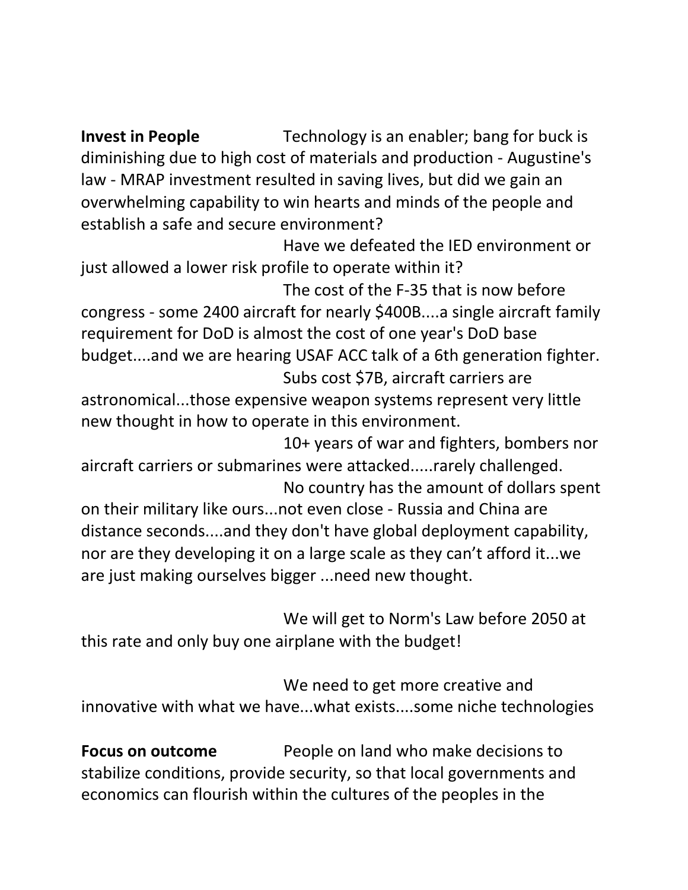**Invest in People** Technology is an enabler; bang for buck is diminishing due to high cost of materials and production - Augustine's law - MRAP investment resulted in saving lives, but did we gain an overwhelming capability to win hearts and minds of the people and establish a safe and secure environment?

Have we defeated the IED environment or just allowed a lower risk profile to operate within it?

The cost of the F-35 that is now before congress - some 2400 aircraft for nearly $400B....a single aircraft family requirement for DoD is almost the cost of one year's DoD base budget....and we are hearing USAF ACC talk of a 6th generation fighter.

Subs cost $7B, aircraft carriers are astronomical...those expensive weapon systems represent very little new thought in how to operate in this environment.

10+ years of war and fighters, bombers nor aircraft carriers or submarines were attacked.....rarely challenged.

No country has the amount of dollars spent on their military like ours...not even close - Russia and China are distance seconds....and they don't have global deployment capability, nor are they developing it on a large scale as they can't afford it...we are just making ourselves bigger ...need new thought.

We will get to Norm's Law before 2050 at this rate and only buy one airplane with the budget!

We need to get more creative and innovative with what we have...what exists....some niche technologies

**Focus on outcome** People on land who make decisions to stabilize conditions, provide security, so that local governments and economics can flourish within the cultures of the peoples in the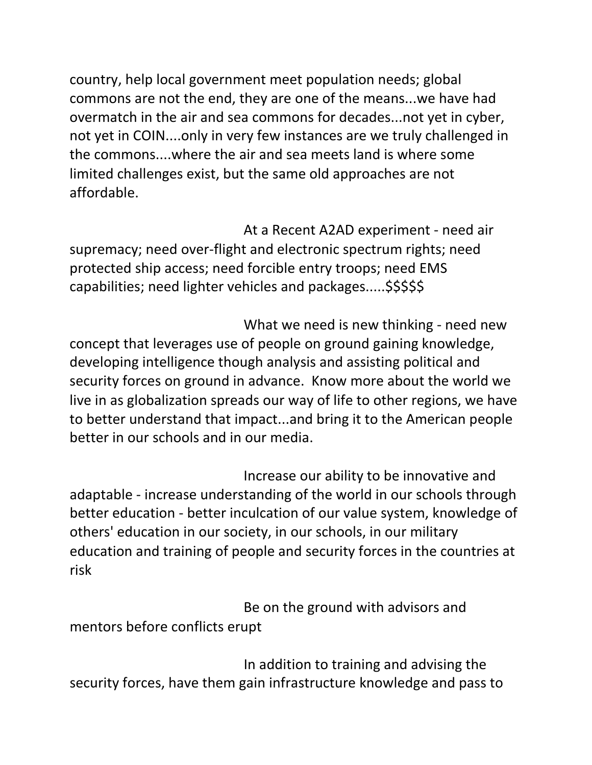country, help local government meet population needs; global commons are not the end, they are one of the means...we have had overmatch in the air and sea commons for decades...not yet in cyber, not yet in COIN....only in very few instances are we truly challenged in the commons....where the air and sea meets land is where some limited challenges exist, but the same old approaches are not affordable.

At a Recent A2AD experiment - need air supremacy; need over-flight and electronic spectrum rights; need protected ship access; need forcible entry troops; need EMS capabilities; need lighter vehicles and packages.....$$$$$

What we need is new thinking - need new concept that leverages use of people on ground gaining knowledge, developing intelligence though analysis and assisting political and security forces on ground in advance. Know more about the world we live in as globalization spreads our way of life to other regions, we have to better understand that impact...and bring it to the American people better in our schools and in our media.

Increase our ability to be innovative and adaptable - increase understanding of the world in our schools through better education - better inculcation of our value system, knowledge of others' education in our society, in our schools, in our military education and training of people and security forces in the countries at risk

Be on the ground with advisors and mentors before conflicts erupt

In addition to training and advising the security forces, have them gain infrastructure knowledge and pass to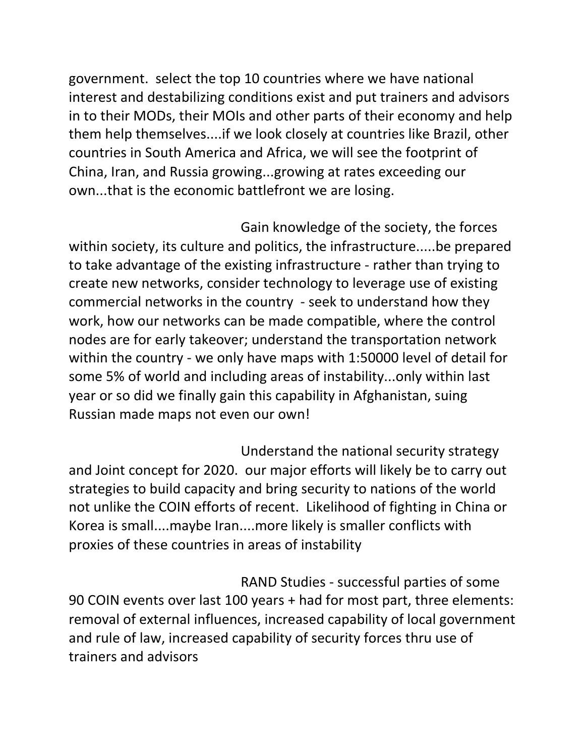government. select the top 10 countries where we have national interest and destabilizing conditions exist and put trainers and advisors in to their MODs, their MOIs and other parts of their economy and help them help themselves....if we look closely at countries like Brazil, other countries in South America and Africa, we will see the footprint of China, Iran, and Russia growing...growing at rates exceeding our own...that is the economic battlefront we are losing.

Gain knowledge of the society, the forces within society, its culture and politics, the infrastructure.....be prepared to take advantage of the existing infrastructure - rather than trying to create new networks, consider technology to leverage use of existing commercial networks in the country - seek to understand how they work, how our networks can be made compatible, where the control nodes are for early takeover; understand the transportation network within the country - we only have maps with 1:50000 level of detail for some 5% of world and including areas of instability...only within last year or so did we finally gain this capability in Afghanistan, suing Russian made maps not even our own!

Understand the national security strategy and Joint concept for 2020. our major efforts will likely be to carry out strategies to build capacity and bring security to nations of the world not unlike the COIN efforts of recent. Likelihood of fighting in China or Korea is small....maybe Iran....more likely is smaller conflicts with proxies of these countries in areas of instability

RAND Studies - successful parties of some 90 COIN events over last 100 years + had for most part, three elements: removal of external influences, increased capability of local government and rule of law, increased capability of security forces thru use of trainers and advisors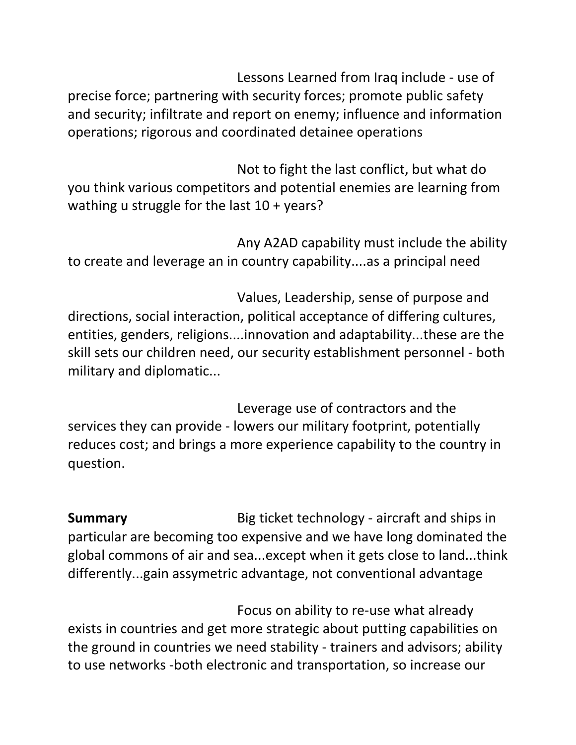Lessons Learned from Iraq include - use of precise force; partnering with security forces; promote public safety and security; infiltrate and report on enemy; influence and information operations; rigorous and coordinated detainee operations

Not to fight the last conflict, but what do you think various competitors and potential enemies are learning from wathing u struggle for the last 10 + years?

Any A2AD capability must include the ability to create and leverage an in country capability....as a principal need

Values, Leadership, sense of purpose and directions, social interaction, political acceptance of differing cultures, entities, genders, religions....innovation and adaptability...these are the skill sets our children need, our security establishment personnel - both military and diplomatic...

Leverage use of contractors and the services they can provide - lowers our military footprint, potentially reduces cost; and brings a more experience capability to the country in question.

**Summary** Big ticket technology - aircraft and ships in particular are becoming too expensive and we have long dominated the global commons of air and sea...except when it gets close to land...think differently...gain assymetric advantage, not conventional advantage

Focus on ability to re-use what already exists in countries and get more strategic about putting capabilities on the ground in countries we need stability - trainers and advisors; ability to use networks -both electronic and transportation, so increase our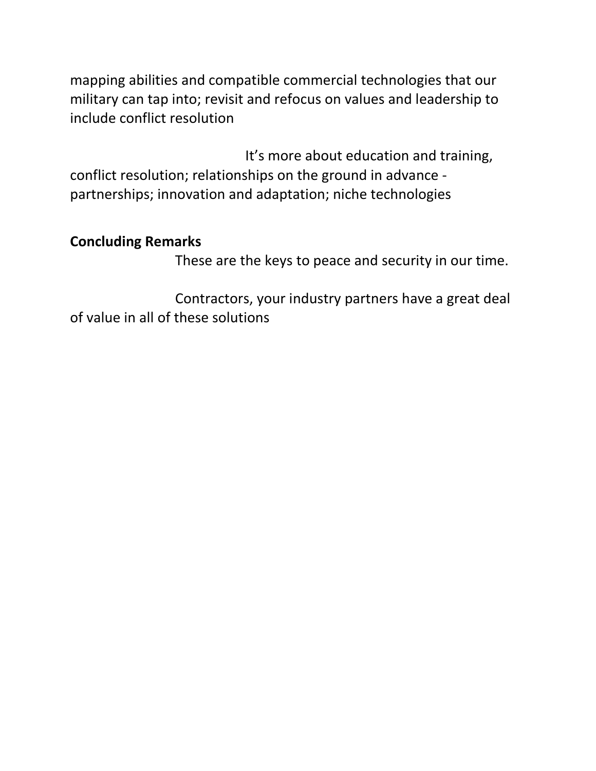mapping abilities and compatible commercial technologies that our military can tap into; revisit and refocus on values and leadership to include conflict resolution

It's more about education and training, conflict resolution; relationships on the ground in advance - partnerships; innovation and adaptation; niche technologies

**Concluding Remarks**

These are the keys to peace and security in our time.

Contractors, your industry partners have a great deal of value in all of these solutions